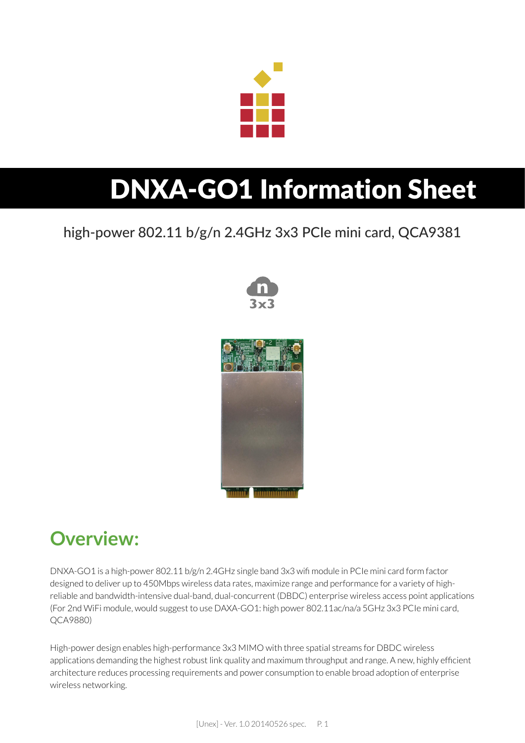# DNXA-GO1 Information Sheet

high-power 802.11 b/g/n 2.4GHz 3x3 PCIe mini card, QCA9381

## Overview:

DNXA-GO1 is a high-power 802.11 b/g/n 2.4GHz single band 3x3 wifi module in PCIe mini card form factor designed to deliver up to 450Mbps wireless data rates, maximize range and performance for a variety of high-reliable and bandwidth-intensive dual-band, dual-concurrent (DBDC) enterprise wireless access point applications (For 2nd WiFi module, would suggest to use DAXA-GO1: high power 802.11ac/na/a 5GHz 3x3 PCIe mini card, QCA9880)

High-power design enables high-performance 3x3 MIMO with three spatial streams for DBDC wireless applications demanding the highest robust link quality and maximum throughput and range. A new, highly efficient architecture reduces processing requirements and power consumption to enable broad adoption of enterprise wireless networking.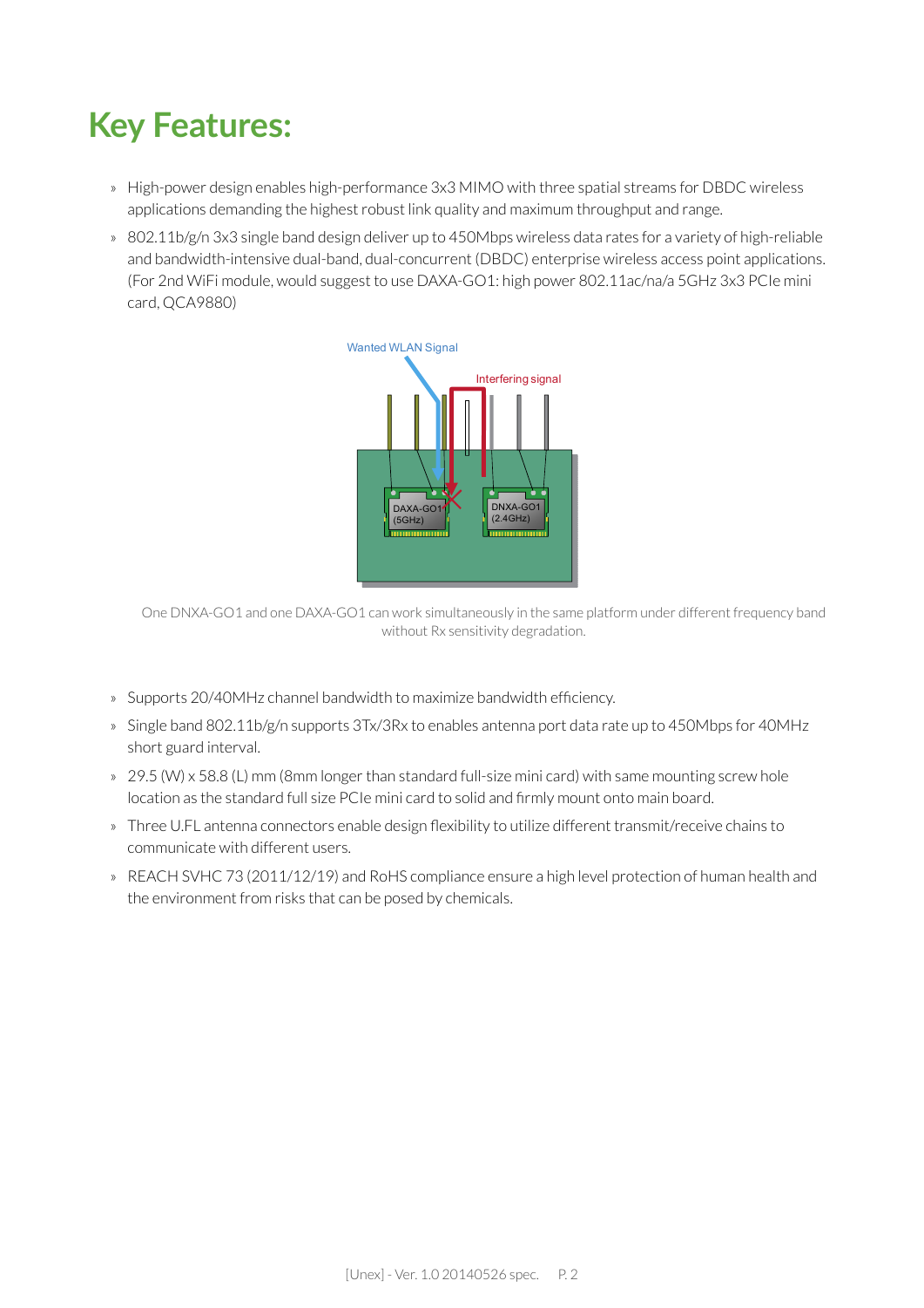# Key Features:

- High-power design enables high-performance 3x3 MIMO with three spatial streams for DBDC wireless applications demanding the highest robust link quality and maximum throughput and range.
- 802.11b/g/n 3x3 single band design deliver up to 450Mbps wireless data rates for a variety of high-reliable and bandwidth-intensive dual-band, dual-concurrent (DBDC) enterprise wireless access point applications. (For 2nd WiFi module, would suggest to use DAXA-GO1: high power 802.11ac/na/a 5GHz 3x3 PCIe mini card, QCA9880)

One DNXA-GO1 and one DAXA-GO1 can work simultaneously in the same platform under different frequency band without Rx sensitivity degradation.

- Supports 20/40MHz channel bandwidth to maximize bandwidth efficiency.
- Single band 802.11b/g/n supports 3Tx/3Rx to enables antenna port data rate up to 450Mbps for 40MHz short guard interval.
- 29.5 (W) x 58.8 (L) mm (8mm longer than standard full-size mini card) with same mounting screw hole location as the standard full size PCIe mini card to solid and firmly mount onto main board.
- Three U.FL antenna connectors enable design flexibility to utilize different transmit/receive chains to communicate with different users.
- REACH SVHC 73 (2011/12/19) and RoHS compliance ensure a high level protection of human health and the environment from risks that can be posed by chemicals.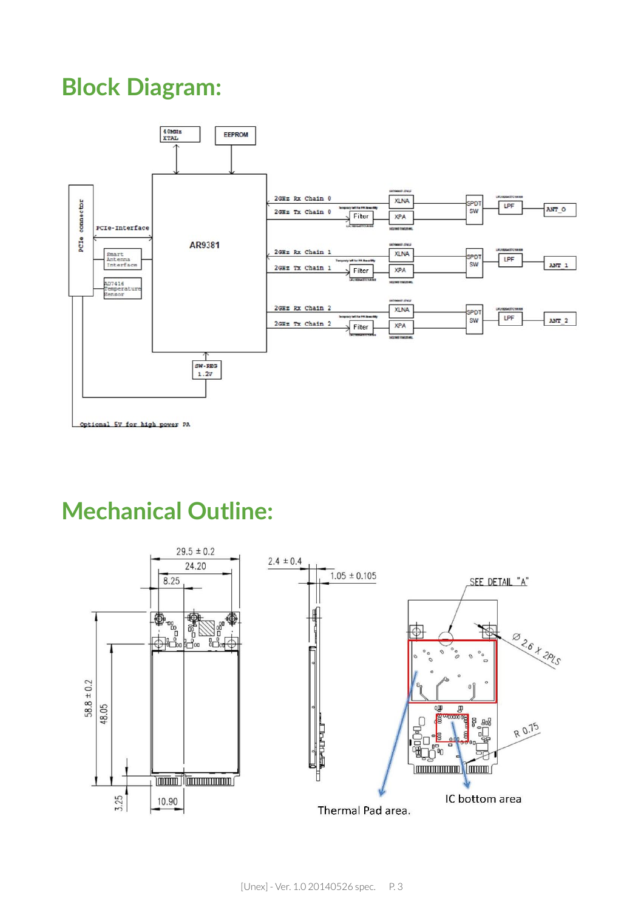# Block Diagram:

# Mechanical Outline: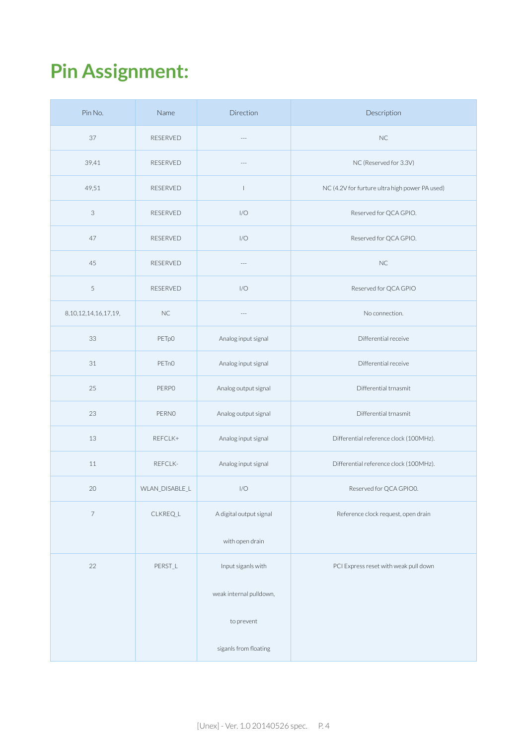# Pin Assignment:

| Pin No. | Name | Direction | Description |
|---|---|---|---|
| 37 | RESERVED | --- | NC |
| 39,41 | RESERVED | --- | NC (Reserved for 3.3V) |
| 49,51 | RESERVED | I | NC (4.2V for furture ultra high power PA used) |
| 3 | RESERVED | I/O | Reserved for QCA GPIO. |
| 47 | RESERVED | I/O | Reserved for QCA GPIO. |
| 45 | RESERVED | --- | NC |
| 5 | RESERVED | I/O | Reserved for QCA GPIO |
| 8,10,12,14,16,17,19, | NC | --- | No connection. |
| 33 | PETp0 | Analog input signal | Differential receive |
| 31 | PETn0 | Analog input signal | Differential receive |
| 25 | PERP0 | Analog output signal | Differential trnasmit |
| 23 | PERN0 | Analog output signal | Differential trnasmit |
| 13 | REFCLK+ | Analog input signal | Differential reference clock (100MHz). |
| 11 | REFCLK- | Analog input signal | Differential reference clock (100MHz). |
| 20 | WLAN_DISABLE_L | I/O | Reserved for QCA GPIO0. |
| 7 | CLKREQ_L | A digital output signal with open drain | Reference clock request, open drain |
| 22 | PERST_L | Input siganls with weak internal pulldown, to prevent siganls from floating | PCI Express reset with weak pull down |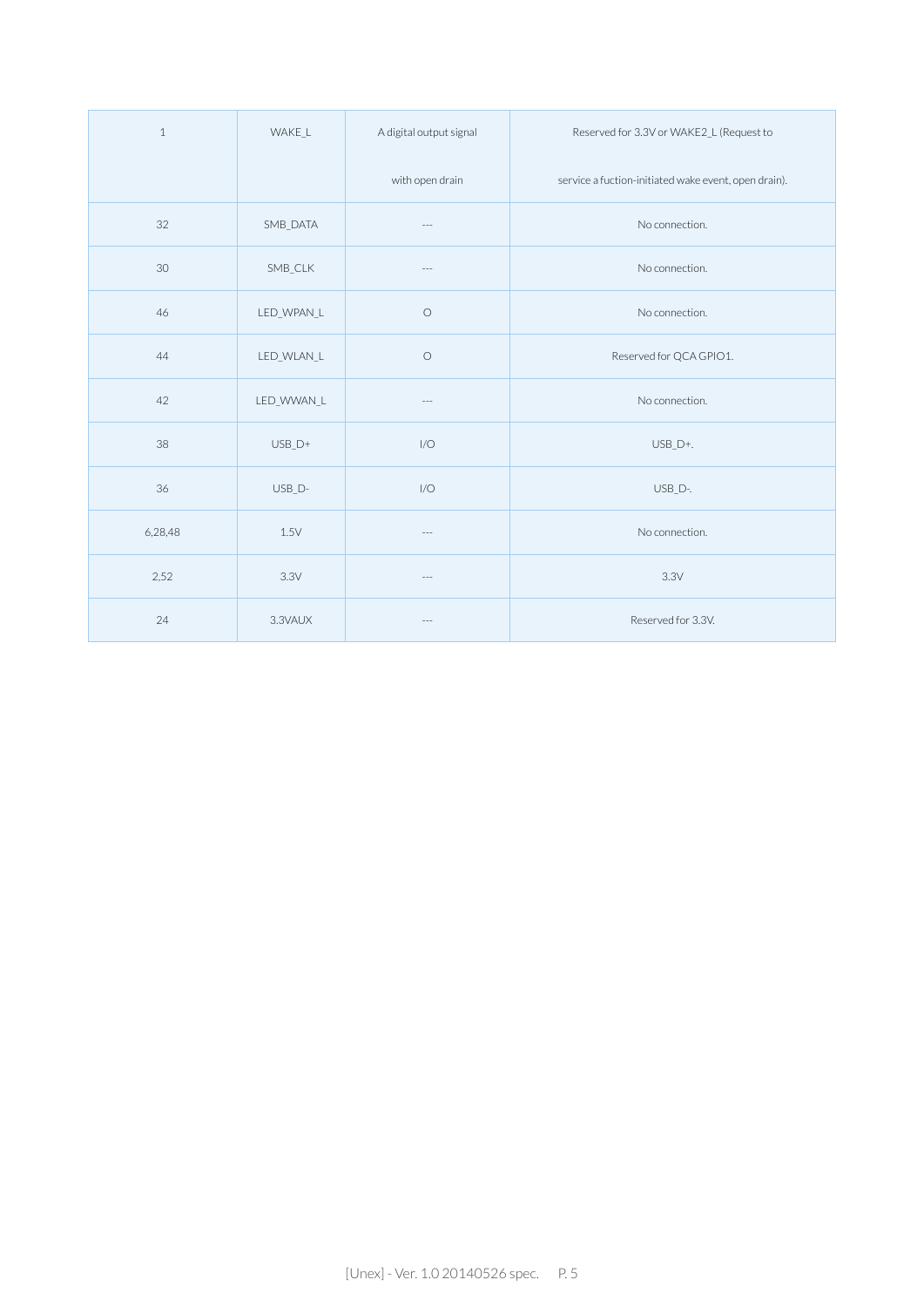| 1 | WAKE_L | A digital output signal with open drain | Reserved for 3.3V or WAKE2_L (Request to service a fuction-initiated wake event, open drain). |
|---|---|---|---|
| 32 | SMB_DATA | --- | No connection. |
| 30 | SMB_CLK | --- | No connection. |
| 46 | LED_WPAN_L | O | No connection. |
| 44 | LED_WLAN_L | O | Reserved for QCA GPIO1. |
| 42 | LED_WWAN_L | --- | No connection. |
| 38 | USB_D+ | I/O | USB_D+. |
| 36 | USB_D- | I/O | USB_D-. |
| 6,28,48 | 1.5V | --- | No connection. |
| 2,52 | 3.3V | --- | 3.3V |
| 24 | 3.3VAUX | --- | Reserved for 3.3V. |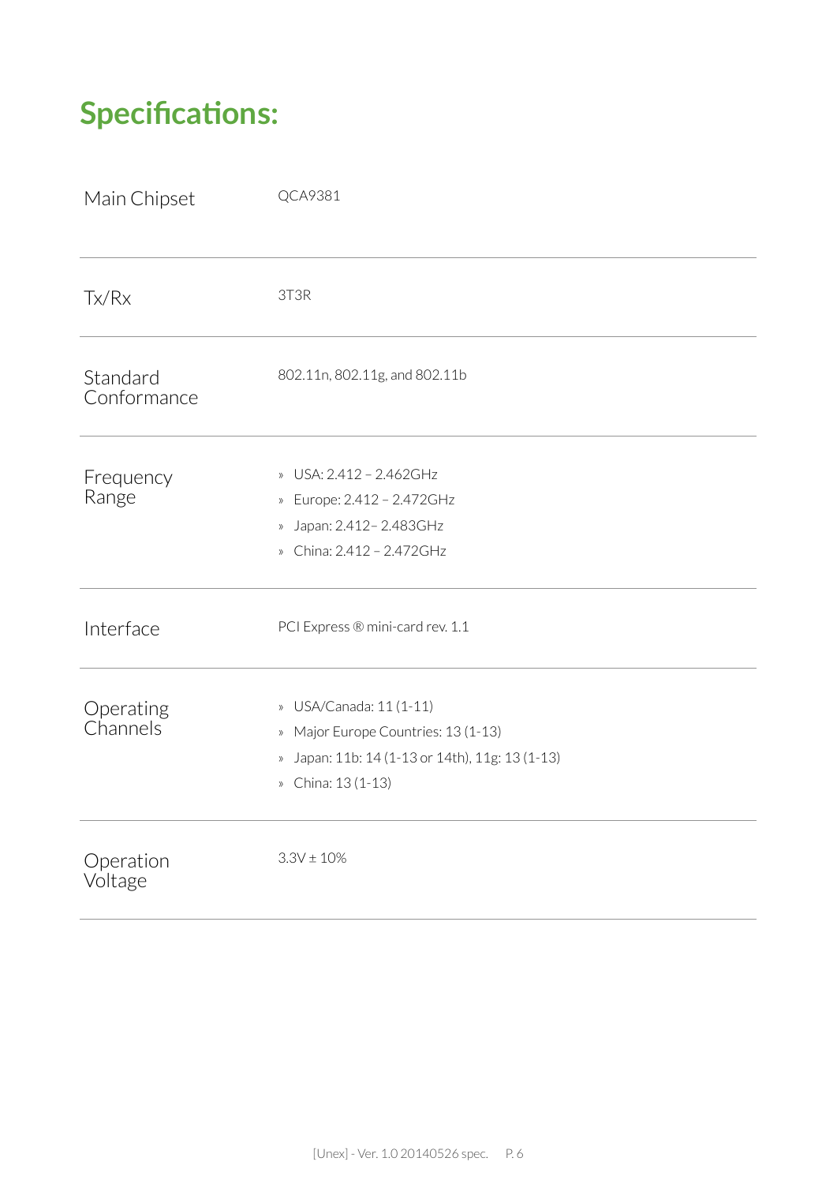# Specifications:

| | |
|---|---|
| Main Chipset | QCA9381 |
| Tx/Rx | 3T3R |
| Standard Conformance | 802.11n, 802.11g, and 802.11b |
| Frequency Range | » USA: 2.412 – 2.462GHz<br>» Europe: 2.412 – 2.472GHz<br>» Japan: 2.412– 2.483GHz<br>» China: 2.412 – 2.472GHz |
| Interface | PCI Express ® mini-card rev. 1.1 |
| Operating Channels | » USA/Canada: 11 (1-11)<br>» Major Europe Countries: 13 (1-13)<br>» Japan: 11b: 14 (1-13 or 14th), 11g: 13 (1-13)<br>» China: 13 (1-13) |
| Operation Voltage | 3.3V ± 10% |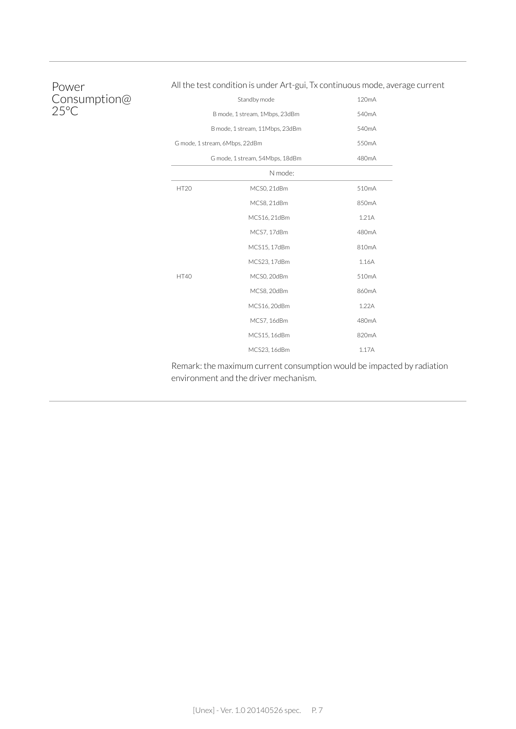## Power Consumption@ 25°C

All the test condition is under Art-gui, Tx continuous mode, average current

| | | |
|---|---|---|
| Standby mode | | 120mA |
| B mode, 1 stream, 1Mbps, 23dBm | | 540mA |
| B mode, 1 stream, 11Mbps, 23dBm | | 540mA |
| G mode, 1 stream, 6Mbps, 22dBm | | 550mA |
| G mode, 1 stream, 54Mbps, 18dBm | | 480mA |
| N mode: | | |
| HT20 | MCS0, 21dBm | 510mA |
| | MCS8, 21dBm | 850mA |
| | MCS16, 21dBm | 1.21A |
| | MCS7, 17dBm | 480mA |
| | MCS15, 17dBm | 810mA |
| | MCS23, 17dBm | 1.16A |
| HT40 | MCS0, 20dBm | 510mA |
| | MCS8, 20dBm | 860mA |
| | MCS16, 20dBm | 1.22A |
| | MCS7, 16dBm | 480mA |
| | MCS15, 16dBm | 820mA |
| | MCS23, 16dBm | 1.17A |

Remark: the maximum current consumption would be impacted by radiation environment and the driver mechanism.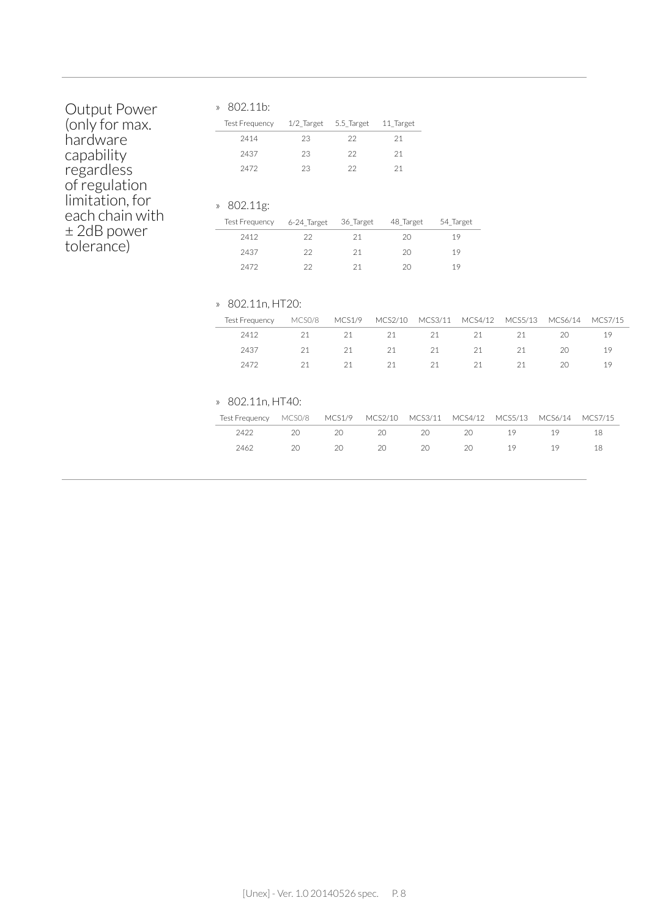## Output Power (only for max. hardware capability regardless of regulation limitation, for each chain with ± 2dB power tolerance)

» 802.11b:

| Test Frequency | 1/2_Target | 5.5_Target | 11_Target |
|---|---|---|---|
| 2414 | 23 | 22 | 21 |
| 2437 | 23 | 22 | 21 |
| 2472 | 23 | 22 | 21 |

» 802.11g:

| Test Frequency | 6-24_Target | 36_Target | 48_Target | 54_Target |
|---|---|---|---|---|
| 2412 | 22 | 21 | 20 | 19 |
| 2437 | 22 | 21 | 20 | 19 |
| 2472 | 22 | 21 | 20 | 19 |

» 802.11n, HT20:

| Test Frequency | MCS0/8 | MCS1/9 | MCS2/10 | MCS3/11 | MCS4/12 | MCS5/13 | MCS6/14 | MCS7/15 |
|---|---|---|---|---|---|---|---|---|
| 2412 | 21 | 21 | 21 | 21 | 21 | 21 | 20 | 19 |
| 2437 | 21 | 21 | 21 | 21 | 21 | 21 | 20 | 19 |
| 2472 | 21 | 21 | 21 | 21 | 21 | 21 | 20 | 19 |

» 802.11n, HT40:

| Test Frequency | MCS0/8 | MCS1/9 | MCS2/10 | MCS3/11 | MCS4/12 | MCS5/13 | MCS6/14 | MCS7/15 |
|---|---|---|---|---|---|---|---|---|
| 2422 | 20 | 20 | 20 | 20 | 20 | 19 | 19 | 18 |
| 2462 | 20 | 20 | 20 | 20 | 20 | 19 | 19 | 18 |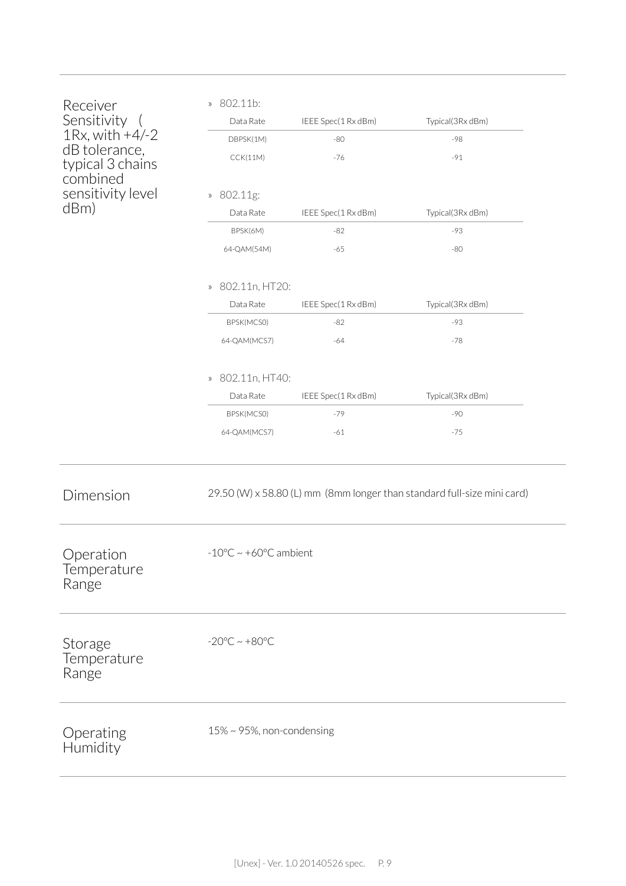## Receiver Sensitivity ( 1Rx, with +4/-2 dB tolerance, typical 3 chains combined sensitivity level dBm)

» 802.11b:

| Data Rate | IEEE Spec(1 Rx dBm) | Typical(3Rx dBm) |
|---|---|---|
| DBPSK(1M) | -80 | -98 |
| CCK(11M) | -76 | -91 |

» 802.11g:

| Data Rate | IEEE Spec(1 Rx dBm) | Typical(3Rx dBm) |
|---|---|---|
| BPSK(6M) | -82 | -93 |
| 64-QAM(54M) | -65 | -80 |

» 802.11n, HT20:

| Data Rate | IEEE Spec(1 Rx dBm) | Typical(3Rx dBm) |
|---|---|---|
| BPSK(MCS0) | -82 | -93 |
| 64-QAM(MCS7) | -64 | -78 |

» 802.11n, HT40:

| Data Rate | IEEE Spec(1 Rx dBm) | Typical(3Rx dBm) |
|---|---|---|
| BPSK(MCS0) | -79 | -90 |
| 64-QAM(MCS7) | -61 | -75 |

## Dimension

29.50 (W) x 58.80 (L) mm (8mm longer than standard full-size mini card)

## Operation Temperature Range

-10°C ~ +60°C ambient

## Storage Temperature Range

-20°C ~ +80°C

## Operating Humidity

15% ~ 95%, non-condensing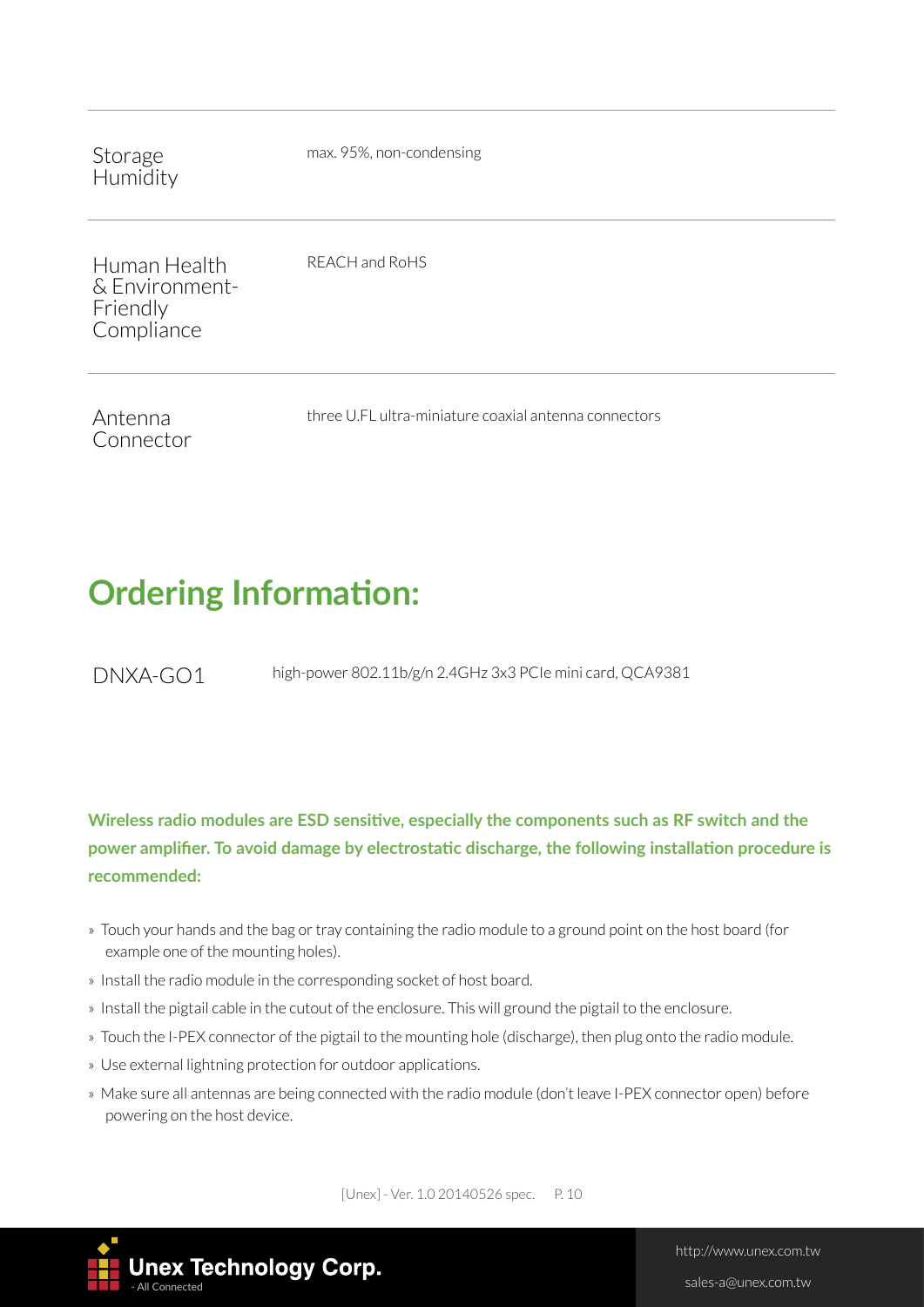| | |
|---|---|
| Storage Humidity | max. 95%, non-condensing |
| Human Health & Environment-Friendly Compliance | REACH and RoHS |
| Antenna Connector | three U.FL ultra-miniature coaxial antenna connectors |

## Ordering Information:

| | |
|---|---|
| DNXA-GO1 | high-power 802.11b/g/n 2.4GHz 3x3 PCIe mini card, QCA9381 |

**Wireless radio modules are ESD sensitive, especially the components such as RF switch and the power amplifier. To avoid damage by electrostatic discharge, the following installation procedure is recommended:**

- Touch your hands and the bag or tray containing the radio module to a ground point on the host board (for example one of the mounting holes).
- Install the radio module in the corresponding socket of host board.
- Install the pigtail cable in the cutout of the enclosure. This will ground the pigtail to the enclosure.
- Touch the I-PEX connector of the pigtail to the mounting hole (discharge), then plug onto the radio module.
- Use external lightning protection for outdoor applications.
- Make sure all antennas are being connected with the radio module (don't leave I-PEX connector open) before powering on the host device.